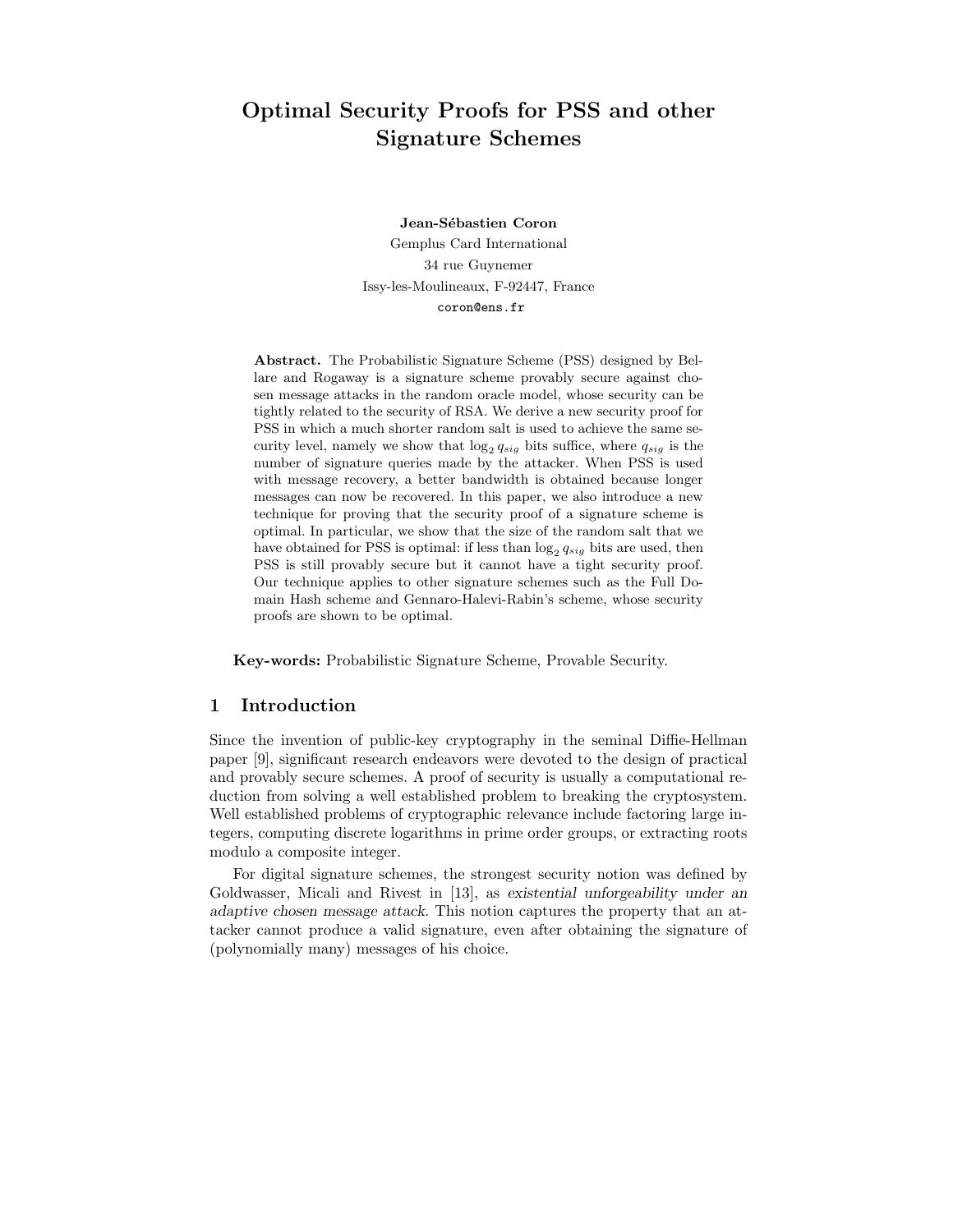# Optimal Security Proofs for PSS and other Signature Schemes

**Jean-Sébastien Coron**

Gemplus Card International
34 rue Guynemer
Issy-les-Moulineaux, F-92447, France
coron@ens.fr

**Abstract.** The Probabilistic Signature Scheme (PSS) designed by Bellare and Rogaway is a signature scheme provably secure against chosen message attacks in the random oracle model, whose security can be tightly related to the security of RSA. We derive a new security proof for PSS in which a much shorter random salt is used to achieve the same security level, namely we show that $\log_2 q_{sig}$ bits suffice, where $q_{sig}$ is the number of signature queries made by the attacker. When PSS is used with message recovery, a better bandwidth is obtained because longer messages can now be recovered. In this paper, we also introduce a new technique for proving that the security proof of a signature scheme is optimal. In particular, we show that the size of the random salt that we have obtained for PSS is optimal: if less than $\log_2 q_{sig}$ bits are used, then PSS is still provably secure but it cannot have a tight security proof. Our technique applies to other signature schemes such as the Full Domain Hash scheme and Gennaro-Halevi-Rabin's scheme, whose security proofs are shown to be optimal.

**Key-words:** Probabilistic Signature Scheme, Provable Security.

## 1 Introduction

Since the invention of public-key cryptography in the seminal Diffie-Hellman paper [9], significant research endeavors were devoted to the design of practical and provably secure schemes. A proof of security is usually a computational reduction from solving a well established problem to breaking the cryptosystem. Well established problems of cryptographic relevance include factoring large integers, computing discrete logarithms in prime order groups, or extracting roots modulo a composite integer.

For digital signature schemes, the strongest security notion was defined by Goldwasser, Micali and Rivest in [13], as *existential unforgeability under an adaptive chosen message attack*. This notion captures the property that an attacker cannot produce a valid signature, even after obtaining the signature of (polynomially many) messages of his choice.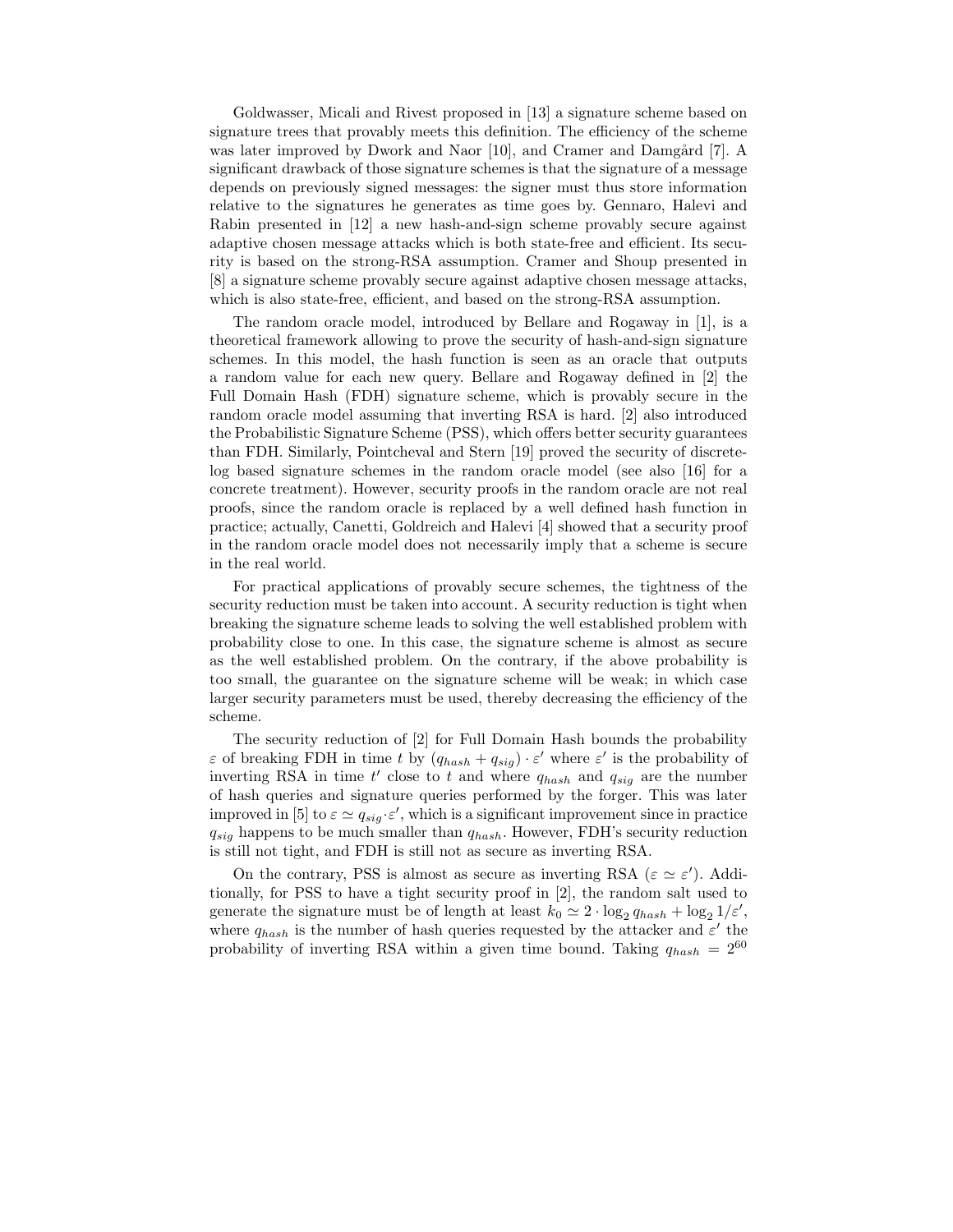Goldwasser, Micali and Rivest proposed in [13] a signature scheme based on signature trees that provably meets this definition. The efficiency of the scheme was later improved by Dwork and Naor [10], and Cramer and Damgård [7]. A significant drawback of those signature schemes is that the signature of a message depends on previously signed messages: the signer must thus store information relative to the signatures he generates as time goes by. Gennaro, Halevi and Rabin presented in [12] a new hash-and-sign scheme provably secure against adaptive chosen message attacks which is both state-free and efficient. Its security is based on the strong-RSA assumption. Cramer and Shoup presented in [8] a signature scheme provably secure against adaptive chosen message attacks, which is also state-free, efficient, and based on the strong-RSA assumption.

The random oracle model, introduced by Bellare and Rogaway in [1], is a theoretical framework allowing to prove the security of hash-and-sign signature schemes. In this model, the hash function is seen as an oracle that outputs a random value for each new query. Bellare and Rogaway defined in [2] the Full Domain Hash (FDH) signature scheme, which is provably secure in the random oracle model assuming that inverting RSA is hard. [2] also introduced the Probabilistic Signature Scheme (PSS), which offers better security guarantees than FDH. Similarly, Pointcheval and Stern [19] proved the security of discrete-log based signature schemes in the random oracle model (see also [16] for a concrete treatment). However, security proofs in the random oracle are not real proofs, since the random oracle is replaced by a well defined hash function in practice; actually, Canetti, Goldreich and Halevi [4] showed that a security proof in the random oracle model does not necessarily imply that a scheme is secure in the real world.

For practical applications of provably secure schemes, the tightness of the security reduction must be taken into account. A security reduction is tight when breaking the signature scheme leads to solving the well established problem with probability close to one. In this case, the signature scheme is almost as secure as the well established problem. On the contrary, if the above probability is too small, the guarantee on the signature scheme will be weak; in which case larger security parameters must be used, thereby decreasing the efficiency of the scheme.

The security reduction of [2] for Full Domain Hash bounds the probability $\varepsilon$ of breaking FDH in time $t$ by $(q_{hash} + q_{sig}) \cdot \varepsilon'$ where $\varepsilon'$ is the probability of inverting RSA in time $t'$ close to $t$ and where $q_{hash}$ and $q_{sig}$ are the number of hash queries and signature queries performed by the forger. This was later improved in [5] to $\varepsilon \simeq q_{sig} \cdot \varepsilon'$, which is a significant improvement since in practice $q_{sig}$ happens to be much smaller than $q_{hash}$. However, FDH's security reduction is still not tight, and FDH is still not as secure as inverting RSA.

On the contrary, PSS is almost as secure as inverting RSA ($\varepsilon \simeq \varepsilon'$). Additionally, for PSS to have a tight security proof in [2], the random salt used to generate the signature must be of length at least $k_0 \simeq 2 \cdot \log_2 q_{hash} + \log_2 1/\varepsilon'$, where $q_{hash}$ is the number of hash queries requested by the attacker and $\varepsilon'$ the probability of inverting RSA within a given time bound. Taking $q_{hash} = 2^{60}$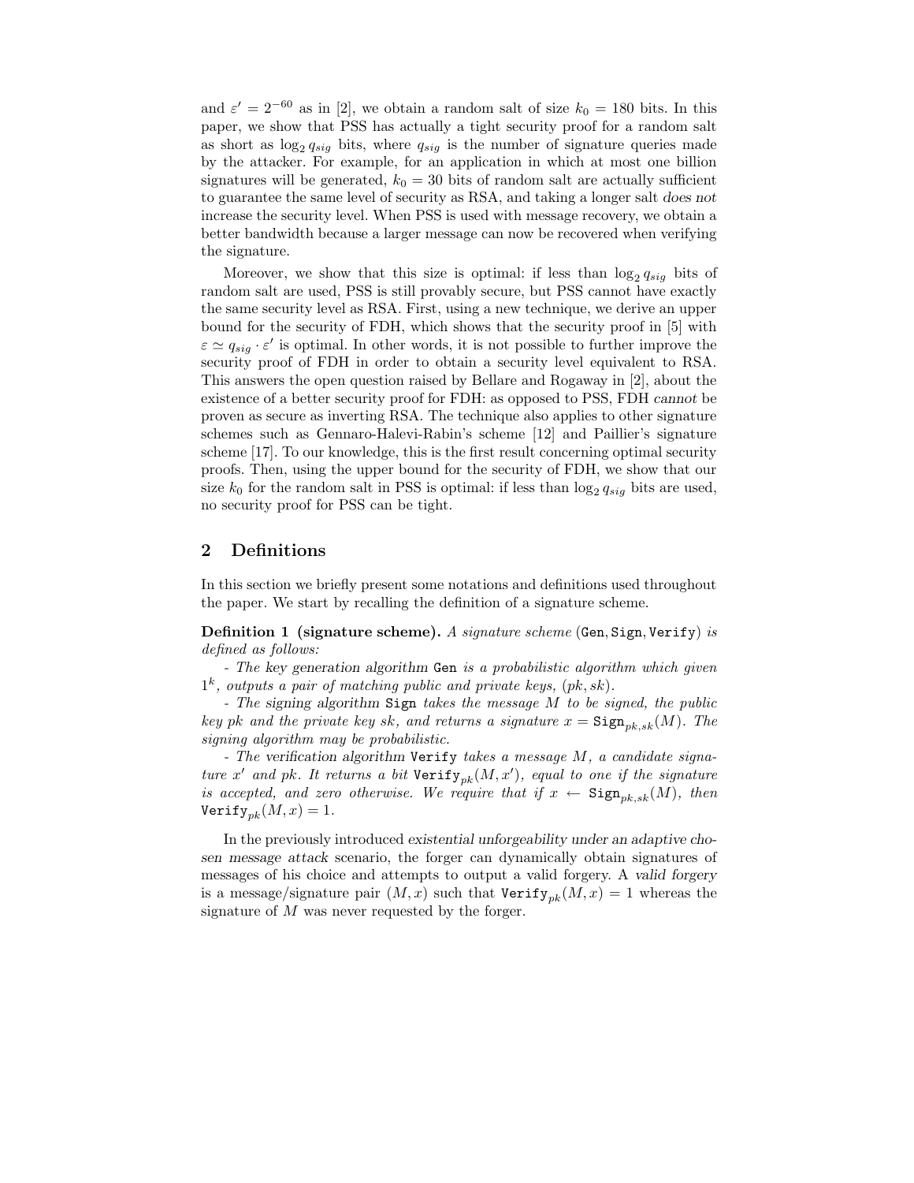and $\varepsilon' = 2^{-60}$ as in [2], we obtain a random salt of size $k_0 = 180$ bits. In this paper, we show that PSS has actually a tight security proof for a random salt as short as $\log_2 q_{sig}$ bits, where $q_{sig}$ is the number of signature queries made by the attacker. For example, for an application in which at most one billion signatures will be generated, $k_0 = 30$ bits of random salt are actually sufficient to guarantee the same level of security as RSA, and taking a longer salt *does not* increase the security level. When PSS is used with message recovery, we obtain a better bandwidth because a larger message can now be recovered when verifying the signature.

Moreover, we show that this size is optimal: if less than $\log_2 q_{sig}$ bits of random salt are used, PSS is still provably secure, but PSS cannot have exactly the same security level as RSA. First, using a new technique, we derive an upper bound for the security of FDH, which shows that the security proof in [5] with $\varepsilon \simeq q_{sig} \cdot \varepsilon'$ is optimal. In other words, it is not possible to further improve the security proof of FDH in order to obtain a security level equivalent to RSA. This answers the open question raised by Bellare and Rogaway in [2], about the existence of a better security proof for FDH: as opposed to PSS, FDH *cannot* be proven as secure as inverting RSA. The technique also applies to other signature schemes such as Gennaro-Halevi-Rabin's scheme [12] and Paillier's signature scheme [17]. To our knowledge, this is the first result concerning optimal security proofs. Then, using the upper bound for the security of FDH, we show that our size $k_0$ for the random salt in PSS is optimal: if less than $\log_2 q_{sig}$ bits are used, no security proof for PSS can be tight.

## 2 Definitions

In this section we briefly present some notations and definitions used throughout the paper. We start by recalling the definition of a signature scheme.

**Definition 1 (signature scheme).** *A signature scheme* (`Gen`, `Sign`, `Verify`) *is defined as follows:*

*- The key generation algorithm* `Gen` *is a probabilistic algorithm which given* $1^k$*, outputs a pair of matching public and private keys,* $(pk, sk)$*.*

*- The signing algorithm* `Sign` *takes the message* $M$ *to be signed, the public key* $pk$ *and the private key* $sk$*, and returns a signature* $x = \mathtt{Sign}_{pk,sk}(M)$*. The signing algorithm may be probabilistic.*

*- The verification algorithm* `Verify` *takes a message* $M$*, a candidate signature* $x'$ *and* $pk$*. It returns a bit* $\mathtt{Verify}_{pk}(M, x')$*, equal to one if the signature is accepted, and zero otherwise. We require that if* $x \leftarrow \mathtt{Sign}_{pk,sk}(M)$*, then* $\mathtt{Verify}_{pk}(M, x) = 1$*.*

In the previously introduced *existential unforgeability under an adaptive chosen message attack* scenario, the forger can dynamically obtain signatures of messages of his choice and attempts to output a valid forgery. A *valid forgery* is a message/signature pair $(M, x)$ such that $\mathtt{Verify}_{pk}(M, x) = 1$ whereas the signature of $M$ was never requested by the forger.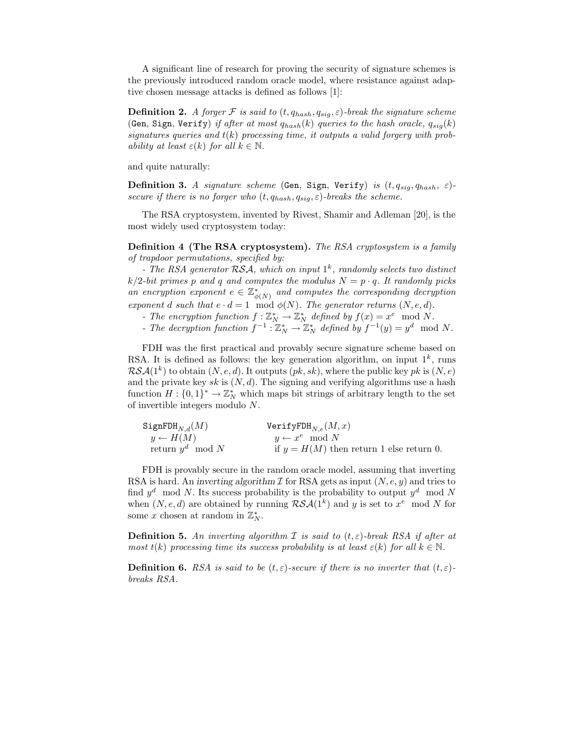A significant line of research for proving the security of signature schemes is the previously introduced random oracle model, where resistance against adaptive chosen message attacks is defined as follows [1]:

**Definition 2.** *A forger $\mathcal{F}$ is said to $(t, q_{hash}, q_{sig}, \varepsilon)$-break the signature scheme* (`Gen`, `Sign`, `Verify`) *if after at most $q_{hash}(k)$ queries to the hash oracle, $q_{sig}(k)$ signatures queries and $t(k)$ processing time, it outputs a valid forgery with probability at least $\varepsilon(k)$ for all $k \in \mathbb{N}$.*

and quite naturally:

**Definition 3.** *A signature scheme* (`Gen`, `Sign`, `Verify`) *is $(t, q_{sig}, q_{hash}, \varepsilon)$-secure if there is no forger who $(t, q_{hash}, q_{sig}, \varepsilon)$-breaks the scheme.*

The RSA cryptosystem, invented by Rivest, Shamir and Adleman [20], is the most widely used cryptosystem today:

**Definition 4 (The RSA cryptosystem).** *The RSA cryptosystem is a family of trapdoor permutations, specified by:*

*- The RSA generator $\mathcal{RSA}$, which on input $1^k$, randomly selects two distinct $k/2$-bit primes $p$ and $q$ and computes the modulus $N = p \cdot q$. It randomly picks an encryption exponent $e \in \mathbb{Z}^*_{\phi(N)}$ and computes the corresponding decryption exponent $d$ such that $e \cdot d = 1 \mod \phi(N)$. The generator returns $(N, e, d)$.*

*- The encryption function $f : \mathbb{Z}^*_N \rightarrow \mathbb{Z}^*_N$ defined by $f(x) = x^e \mod N$.*

*- The decryption function $f^{-1} : \mathbb{Z}^*_N \rightarrow \mathbb{Z}^*_N$ defined by $f^{-1}(y) = y^d \mod N$.*

FDH was the first practical and provably secure signature scheme based on RSA. It is defined as follows: the key generation algorithm, on input $1^k$, runs $\mathcal{RSA}(1^k)$ to obtain $(N, e, d)$. It outputs $(pk, sk)$, where the public key $pk$ is $(N, e)$ and the private key $sk$ is $(N, d)$. The signing and verifying algorithms use a hash function $H : \{0, 1\}^* \rightarrow \mathbb{Z}^*_N$ which maps bit strings of arbitrary length to the set of invertible integers modulo $N$.

```
SignFDH_{N,d}(M)                VerifyFDH_{N,e}(M, x)
  y ← H(M)                        y ← x^e mod N
  return y^d mod N                if y = H(M) then return 1 else return 0.
```

FDH is provably secure in the random oracle model, assuming that inverting RSA is hard. An *inverting algorithm* $\mathcal{I}$ for RSA gets as input $(N, e, y)$ and tries to find $y^d \mod N$. Its success probability is the probability to output $y^d \mod N$ when $(N, e, d)$ are obtained by running $\mathcal{RSA}(1^k)$ and $y$ is set to $x^e \mod N$ for some $x$ chosen at random in $\mathbb{Z}^*_N$.

**Definition 5.** *An inverting algorithm $\mathcal{I}$ is said to $(t, \varepsilon)$-break RSA if after at most $t(k)$ processing time its success probability is at least $\varepsilon(k)$ for all $k \in \mathbb{N}$.*

**Definition 6.** *RSA is said to be $(t, \varepsilon)$-secure if there is no inverter that $(t, \varepsilon)$-breaks RSA.*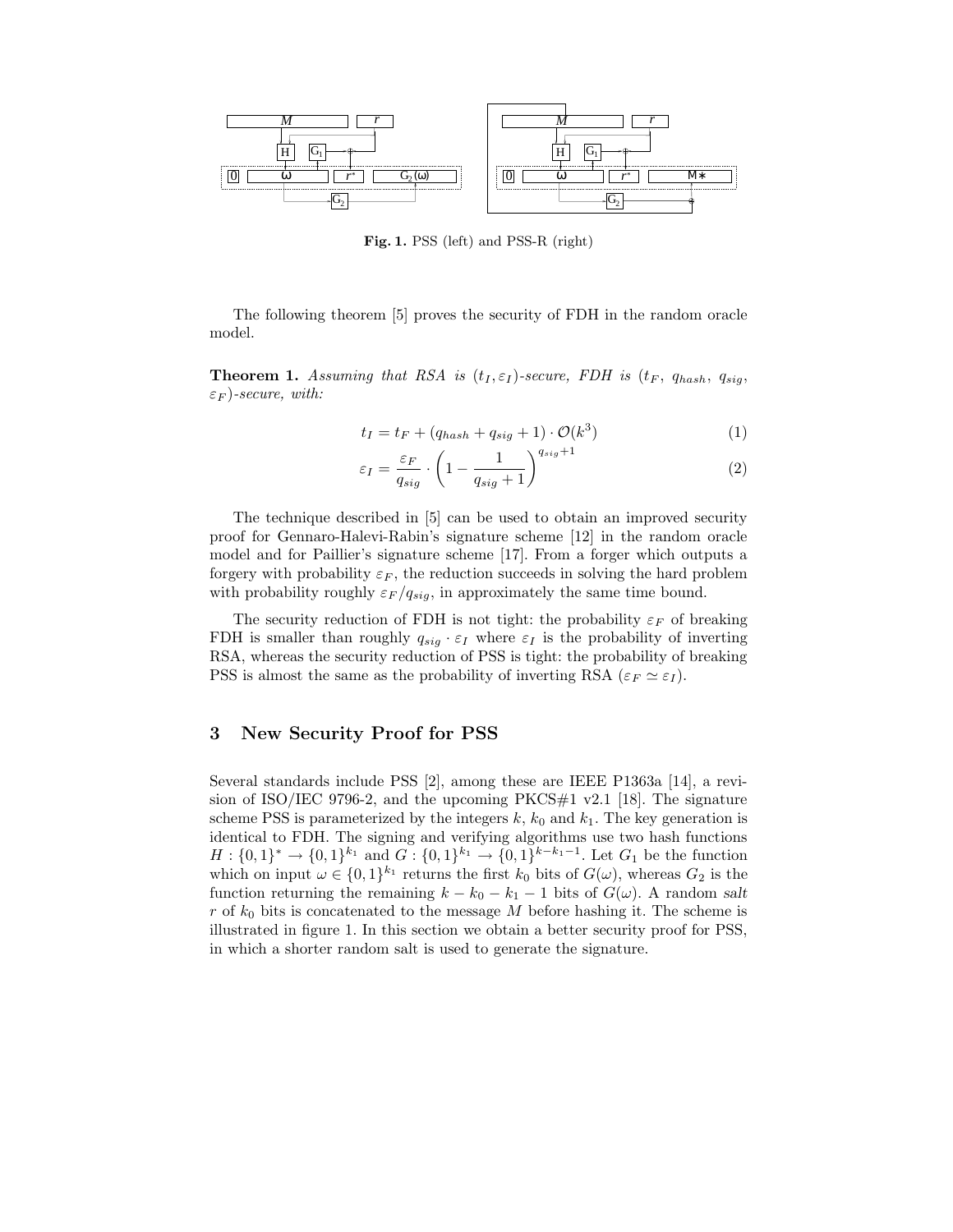**Fig. 1.** PSS (left) and PSS-R (right)

The following theorem [5] proves the security of FDH in the random oracle model.

**Theorem 1.** *Assuming that RSA is* $(t_I, \varepsilon_I)$*-secure, FDH is* $(t_F,\ q_{hash},\ q_{sig},\ \varepsilon_F)$*-secure, with:*

$$t_I = t_F + (q_{hash} + q_{sig} + 1) \cdot \mathcal{O}(k^3) \tag{1}$$

$$\varepsilon_I = \frac{\varepsilon_F}{q_{sig}} \cdot \left(1 - \frac{1}{q_{sig}+1}\right)^{q_{sig}+1} \tag{2}$$

The technique described in [5] can be used to obtain an improved security proof for Gennaro-Halevi-Rabin's signature scheme [12] in the random oracle model and for Paillier's signature scheme [17]. From a forger which outputs a forgery with probability $\varepsilon_F$, the reduction succeeds in solving the hard problem with probability roughly $\varepsilon_F / q_{sig}$, in approximately the same time bound.

The security reduction of FDH is not tight: the probability $\varepsilon_F$ of breaking FDH is smaller than roughly $q_{sig} \cdot \varepsilon_I$ where $\varepsilon_I$ is the probability of inverting RSA, whereas the security reduction of PSS is tight: the probability of breaking PSS is almost the same as the probability of inverting RSA ($\varepsilon_F \simeq \varepsilon_I$).

## 3 New Security Proof for PSS

Several standards include PSS [2], among these are IEEE P1363a [14], a revision of ISO/IEC 9796-2, and the upcoming PKCS#1 v2.1 [18]. The signature scheme PSS is parameterized by the integers $k$, $k_0$ and $k_1$. The key generation is identical to FDH. The signing and verifying algorithms use two hash functions $H : \{0,1\}^* \to \{0,1\}^{k_1}$ and $G : \{0,1\}^{k_1} \to \{0,1\}^{k-k_1-1}$. Let $G_1$ be the function which on input $\omega \in \{0,1\}^{k_1}$ returns the first $k_0$ bits of $G(\omega)$, whereas $G_2$ is the function returning the remaining $k - k_0 - k_1 - 1$ bits of $G(\omega)$. A random *salt* $r$ of $k_0$ bits is concatenated to the message $M$ before hashing it. The scheme is illustrated in figure 1. In this section we obtain a better security proof for PSS, in which a shorter random salt is used to generate the signature.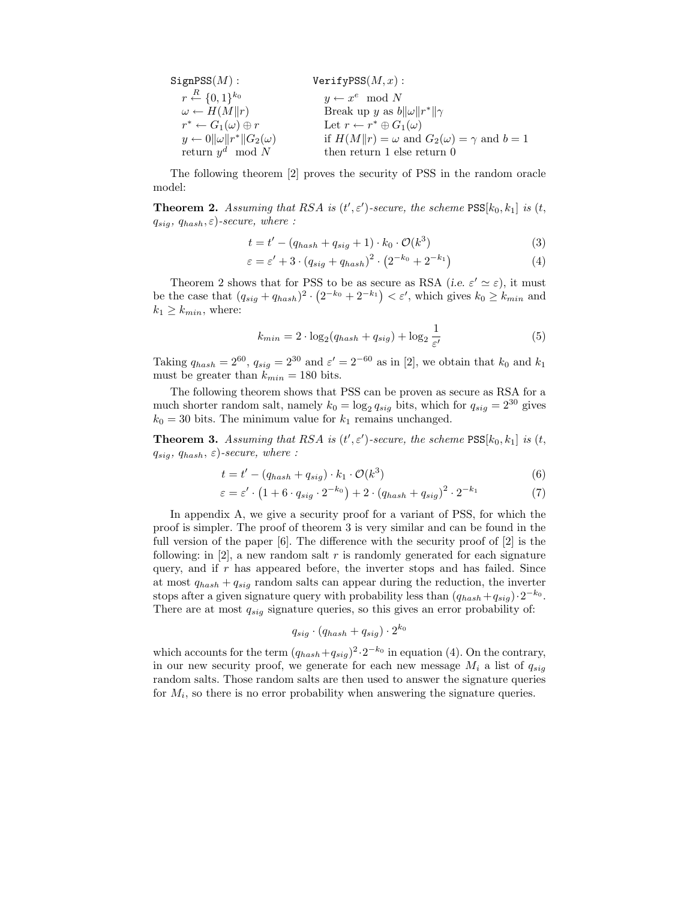$$
\begin{array}{ll}
\texttt{SignPSS}(M): & \texttt{VerifyPSS}(M, x): \\
\quad r \xleftarrow{R} \{0,1\}^{k_0} & \quad y \leftarrow x^e \mod N \\
\quad \omega \leftarrow H(M \| r) & \quad \text{Break up } y \text{ as } b \| \omega \| r^* \| \gamma \\
\quad r^* \leftarrow G_1(\omega) \oplus r & \quad \text{Let } r \leftarrow r^* \oplus G_1(\omega) \\
\quad y \leftarrow 0 \| \omega \| r^* \| G_2(\omega) & \quad \text{if } H(M \| r) = \omega \text{ and } G_2(\omega) = \gamma \text{ and } b = 1 \\
\quad \text{return } y^d \mod N & \quad \text{then return 1 else return 0}
\end{array}
$$

The following theorem [2] proves the security of PSS in the random oracle model:

**Theorem 2.** *Assuming that RSA is $(t', \varepsilon')$-secure, the scheme* $\texttt{PSS}[k_0, k_1]$ *is $(t$, $q_{sig}$, $q_{hash}, \varepsilon)$-secure, where :*

$$t = t' - (q_{hash} + q_{sig} + 1) \cdot k_0 \cdot \mathcal{O}(k^3) \tag{3}$$

$$\varepsilon = \varepsilon' + 3 \cdot (q_{sig} + q_{hash})^2 \cdot \left(2^{-k_0} + 2^{-k_1}\right) \tag{4}$$

Theorem 2 shows that for PSS to be as secure as RSA (*i.e.* $\varepsilon' \simeq \varepsilon$), it must be the case that $(q_{sig} + q_{hash})^2 \cdot \left(2^{-k_0} + 2^{-k_1}\right) < \varepsilon'$, which gives $k_0 \geq k_{min}$ and $k_1 \geq k_{min}$, where:

$$k_{min} = 2 \cdot \log_2(q_{hash} + q_{sig}) + \log_2 \frac{1}{\varepsilon'} \tag{5}$$

Taking $q_{hash} = 2^{60}$, $q_{sig} = 2^{30}$ and $\varepsilon' = 2^{-60}$ as in [2], we obtain that $k_0$ and $k_1$ must be greater than $k_{min} = 180$ bits.

The following theorem shows that PSS can be proven as secure as RSA for a much shorter random salt, namely $k_0 = \log_2 q_{sig}$ bits, which for $q_{sig} = 2^{30}$ gives $k_0 = 30$ bits. The minimum value for $k_1$ remains unchanged.

**Theorem 3.** *Assuming that RSA is $(t', \varepsilon')$-secure, the scheme* $\texttt{PSS}[k_0, k_1]$ *is $(t$, $q_{sig}$, $q_{hash}$, $\varepsilon)$-secure, where :*

$$t = t' - (q_{hash} + q_{sig}) \cdot k_1 \cdot \mathcal{O}(k^3) \tag{6}$$

$$\varepsilon = \varepsilon' \cdot \left(1 + 6 \cdot q_{sig} \cdot 2^{-k_0}\right) + 2 \cdot (q_{hash} + q_{sig})^2 \cdot 2^{-k_1} \tag{7}$$

In appendix A, we give a security proof for a variant of PSS, for which the proof is simpler. The proof of theorem 3 is very similar and can be found in the full version of the paper [6]. The difference with the security proof of [2] is the following: in [2], a new random salt $r$ is randomly generated for each signature query, and if $r$ has appeared before, the inverter stops and has failed. Since at most $q_{hash} + q_{sig}$ random salts can appear during the reduction, the inverter stops after a given signature query with probability less than $(q_{hash} + q_{sig}) \cdot 2^{-k_0}$. There are at most $q_{sig}$ signature queries, so this gives an error probability of:

$$q_{sig} \cdot (q_{hash} + q_{sig}) \cdot 2^{k_0}$$

which accounts for the term $(q_{hash} + q_{sig})^2 \cdot 2^{-k_0}$ in equation (4). On the contrary, in our new security proof, we generate for each new message $M_i$ a list of $q_{sig}$ random salts. Those random salts are then used to answer the signature queries for $M_i$, so there is no error probability when answering the signature queries.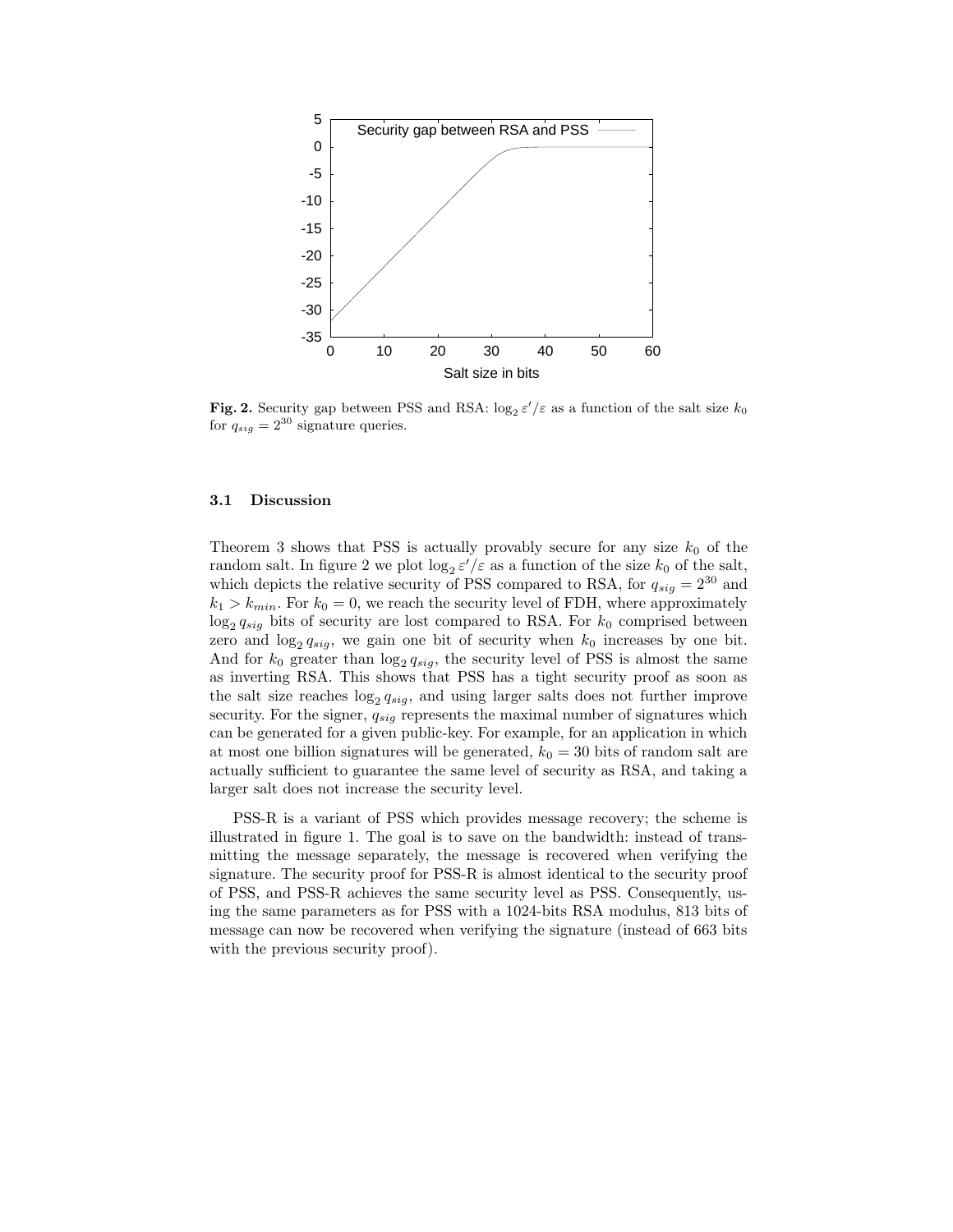**Fig. 2.** Security gap between PSS and RSA: $\log_2 \varepsilon'/\varepsilon$ as a function of the salt size $k_0$ for $q_{sig} = 2^{30}$ signature queries.

### 3.1 Discussion

Theorem 3 shows that PSS is actually provably secure for any size $k_0$ of the random salt. In figure 2 we plot $\log_2 \varepsilon'/\varepsilon$ as a function of the size $k_0$ of the salt, which depicts the relative security of PSS compared to RSA, for $q_{sig} = 2^{30}$ and $k_1 > k_{min}$. For $k_0 = 0$, we reach the security level of FDH, where approximately $\log_2 q_{sig}$ bits of security are lost compared to RSA. For $k_0$ comprised between zero and $\log_2 q_{sig}$, we gain one bit of security when $k_0$ increases by one bit. And for $k_0$ greater than $\log_2 q_{sig}$, the security level of PSS is almost the same as inverting RSA. This shows that PSS has a tight security proof as soon as the salt size reaches $\log_2 q_{sig}$, and using larger salts does not further improve security. For the signer, $q_{sig}$ represents the maximal number of signatures which can be generated for a given public-key. For example, for an application in which at most one billion signatures will be generated, $k_0 = 30$ bits of random salt are actually sufficient to guarantee the same level of security as RSA, and taking a larger salt does not increase the security level.

PSS-R is a variant of PSS which provides message recovery; the scheme is illustrated in figure 1. The goal is to save on the bandwidth: instead of transmitting the message separately, the message is recovered when verifying the signature. The security proof for PSS-R is almost identical to the security proof of PSS, and PSS-R achieves the same security level as PSS. Consequently, using the same parameters as for PSS with a 1024-bits RSA modulus, 813 bits of message can now be recovered when verifying the signature (instead of 663 bits with the previous security proof).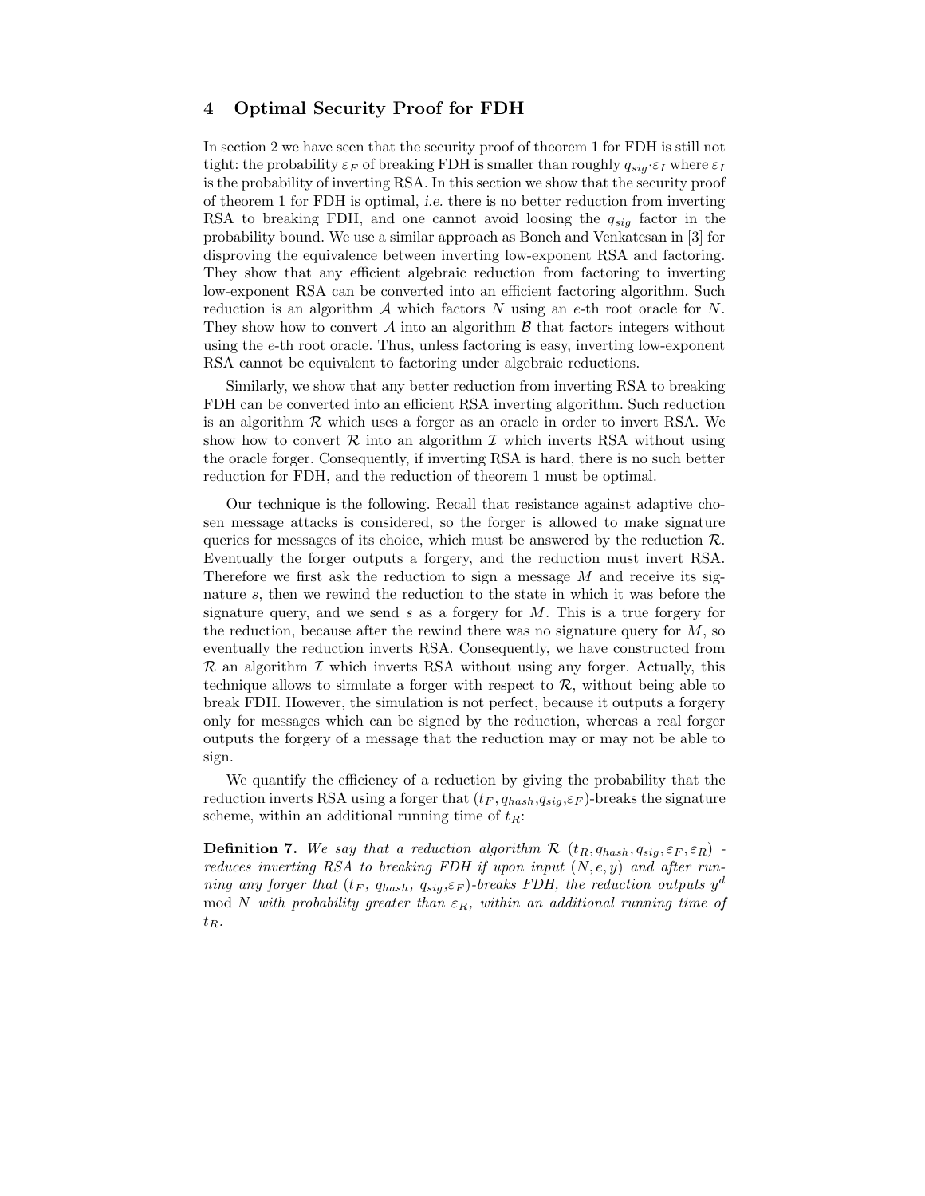## 4 Optimal Security Proof for FDH

In section 2 we have seen that the security proof of theorem 1 for FDH is still not tight: the probability $\varepsilon_F$ of breaking FDH is smaller than roughly $q_{sig} \cdot \varepsilon_I$ where $\varepsilon_I$ is the probability of inverting RSA. In this section we show that the security proof of theorem 1 for FDH is optimal, *i.e.* there is no better reduction from inverting RSA to breaking FDH, and one cannot avoid loosing the $q_{sig}$ factor in the probability bound. We use a similar approach as Boneh and Venkatesan in [3] for disproving the equivalence between inverting low-exponent RSA and factoring. They show that any efficient algebraic reduction from factoring to inverting low-exponent RSA can be converted into an efficient factoring algorithm. Such reduction is an algorithm $\mathcal{A}$ which factors $N$ using an $e$-th root oracle for $N$. They show how to convert $\mathcal{A}$ into an algorithm $\mathcal{B}$ that factors integers without using the $e$-th root oracle. Thus, unless factoring is easy, inverting low-exponent RSA cannot be equivalent to factoring under algebraic reductions.

Similarly, we show that any better reduction from inverting RSA to breaking FDH can be converted into an efficient RSA inverting algorithm. Such reduction is an algorithm $\mathcal{R}$ which uses a forger as an oracle in order to invert RSA. We show how to convert $\mathcal{R}$ into an algorithm $\mathcal{I}$ which inverts RSA without using the oracle forger. Consequently, if inverting RSA is hard, there is no such better reduction for FDH, and the reduction of theorem 1 must be optimal.

Our technique is the following. Recall that resistance against adaptive chosen message attacks is considered, so the forger is allowed to make signature queries for messages of its choice, which must be answered by the reduction $\mathcal{R}$. Eventually the forger outputs a forgery, and the reduction must invert RSA. Therefore we first ask the reduction to sign a message $M$ and receive its signature $s$, then we rewind the reduction to the state in which it was before the signature query, and we send $s$ as a forgery for $M$. This is a true forgery for the reduction, because after the rewind there was no signature query for $M$, so eventually the reduction inverts RSA. Consequently, we have constructed from $\mathcal{R}$ an algorithm $\mathcal{I}$ which inverts RSA without using any forger. Actually, this technique allows to simulate a forger with respect to $\mathcal{R}$, without being able to break FDH. However, the simulation is not perfect, because it outputs a forgery only for messages which can be signed by the reduction, whereas a real forger outputs the forgery of a message that the reduction may or may not be able to sign.

We quantify the efficiency of a reduction by giving the probability that the reduction inverts RSA using a forger that $(t_F, q_{hash}, q_{sig}, \varepsilon_F)$-breaks the signature scheme, within an additional running time of $t_R$:

**Definition 7.** *We say that a reduction algorithm $\mathcal{R}$ $(t_R, q_{hash}, q_{sig}, \varepsilon_F, \varepsilon_R)$ - reduces inverting RSA to breaking FDH if upon input $(N, e, y)$ and after running any forger that $(t_F, q_{hash}, q_{sig}, \varepsilon_F)$-breaks FDH, the reduction outputs $y^d \bmod N$ with probability greater than $\varepsilon_R$, within an additional running time of $t_R$.*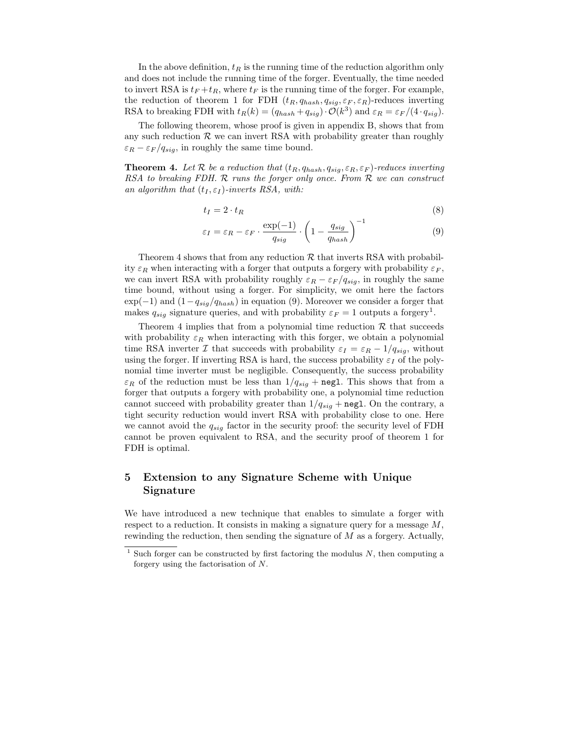In the above definition, $t_R$ is the running time of the reduction algorithm only and does not include the running time of the forger. Eventually, the time needed to invert RSA is $t_F + t_R$, where $t_F$ is the running time of the forger. For example, the reduction of theorem 1 for FDH $(t_R, q_{hash}, q_{sig}, \varepsilon_F, \varepsilon_R)$-reduces inverting RSA to breaking FDH with $t_R(k) = (q_{hash} + q_{sig}) \cdot \mathcal{O}(k^3)$ and $\varepsilon_R = \varepsilon_F/(4 \cdot q_{sig})$.

The following theorem, whose proof is given in appendix B, shows that from any such reduction $\mathcal{R}$ we can invert RSA with probability greater than roughly $\varepsilon_R - \varepsilon_F/q_{sig}$, in roughly the same time bound.

**Theorem 4.** *Let $\mathcal{R}$ be a reduction that $(t_R, q_{hash}, q_{sig}, \varepsilon_R, \varepsilon_F)$-reduces inverting RSA to breaking FDH. $\mathcal{R}$ runs the forger only once. From $\mathcal{R}$ we can construct an algorithm that $(t_I, \varepsilon_I)$-inverts RSA, with:*

$$t_I = 2 \cdot t_R \tag{8}$$

$$\varepsilon_I = \varepsilon_R - \varepsilon_F \cdot \frac{\exp(-1)}{q_{sig}} \cdot \left(1 - \frac{q_{sig}}{q_{hash}}\right)^{-1} \tag{9}$$

Theorem 4 shows that from any reduction $\mathcal{R}$ that inverts RSA with probability $\varepsilon_R$ when interacting with a forger that outputs a forgery with probability $\varepsilon_F$, we can invert RSA with probability roughly $\varepsilon_R - \varepsilon_F/q_{sig}$, in roughly the same time bound, without using a forger. For simplicity, we omit here the factors $\exp(-1)$ and $(1 - q_{sig}/q_{hash})$ in equation (9). Moreover we consider a forger that makes $q_{sig}$ signature queries, and with probability $\varepsilon_F = 1$ outputs a forgery[1].

Theorem 4 implies that from a polynomial time reduction $\mathcal{R}$ that succeeds with probability $\varepsilon_R$ when interacting with this forger, we obtain a polynomial time RSA inverter $\mathcal{I}$ that succeeds with probability $\varepsilon_I = \varepsilon_R - 1/q_{sig}$, without using the forger. If inverting RSA is hard, the success probability $\varepsilon_I$ of the polynomial time inverter must be negligible. Consequently, the success probability $\varepsilon_R$ of the reduction must be less than $1/q_{sig} + \texttt{negl}$. This shows that from a forger that outputs a forgery with probability one, a polynomial time reduction cannot succeed with probability greater than $1/q_{sig} + \texttt{negl}$. On the contrary, a tight security reduction would invert RSA with probability close to one. Here we cannot avoid the $q_{sig}$ factor in the security proof: the security level of FDH cannot be proven equivalent to RSA, and the security proof of theorem 1 for FDH is optimal.

## 5 Extension to any Signature Scheme with Unique Signature

We have introduced a new technique that enables to simulate a forger with respect to a reduction. It consists in making a signature query for a message $M$, rewinding the reduction, then sending the signature of $M$ as a forgery. Actually,

[1] Such forger can be constructed by first factoring the modulus $N$, then computing a forgery using the factorisation of $N$.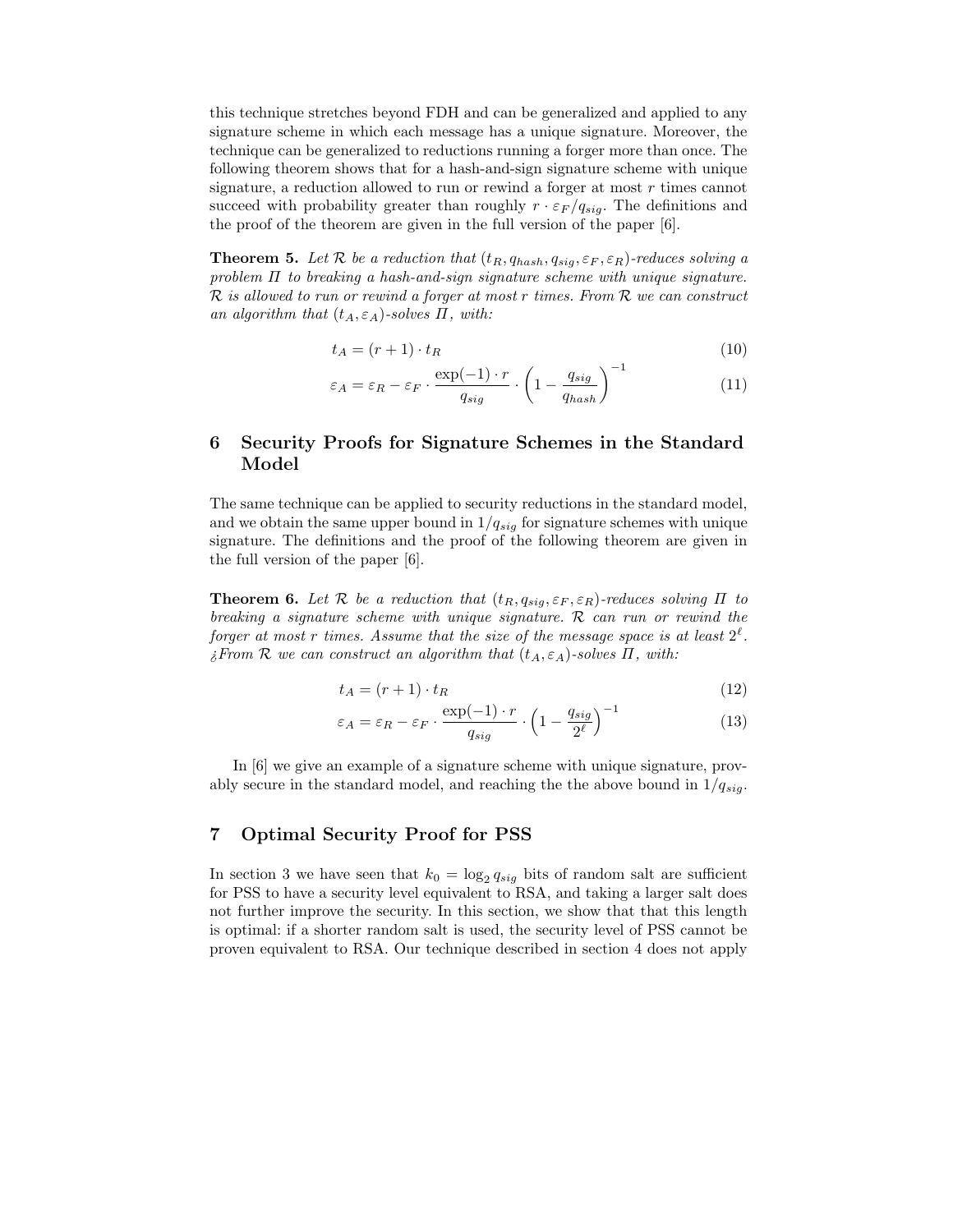this technique stretches beyond FDH and can be generalized and applied to any signature scheme in which each message has a unique signature. Moreover, the technique can be generalized to reductions running a forger more than once. The following theorem shows that for a hash-and-sign signature scheme with unique signature, a reduction allowed to run or rewind a forger at most $r$ times cannot succeed with probability greater than roughly $r \cdot \varepsilon_F / q_{sig}$. The definitions and the proof of the theorem are given in the full version of the paper [6].

**Theorem 5.** *Let $\mathcal{R}$ be a reduction that $(t_R, q_{hash}, q_{sig}, \varepsilon_F, \varepsilon_R)$-reduces solving a problem $\Pi$ to breaking a hash-and-sign signature scheme with unique signature. $\mathcal{R}$ is allowed to run or rewind a forger at most $r$ times. From $\mathcal{R}$ we can construct an algorithm that $(t_A, \varepsilon_A)$-solves $\Pi$, with:*

$$t_A = (r+1) \cdot t_R \tag{10}$$

$$\varepsilon_A = \varepsilon_R - \varepsilon_F \cdot \frac{\exp(-1) \cdot r}{q_{sig}} \cdot \left(1 - \frac{q_{sig}}{q_{hash}}\right)^{-1} \tag{11}$$

## 6 Security Proofs for Signature Schemes in the Standard Model

The same technique can be applied to security reductions in the standard model, and we obtain the same upper bound in $1/q_{sig}$ for signature schemes with unique signature. The definitions and the proof of the following theorem are given in the full version of the paper [6].

**Theorem 6.** *Let $\mathcal{R}$ be a reduction that $(t_R, q_{sig}, \varepsilon_F, \varepsilon_R)$-reduces solving $\Pi$ to breaking a signature scheme with unique signature. $\mathcal{R}$ can run or rewind the forger at most $r$ times. Assume that the size of the message space is at least $2^\ell$. ¿From $\mathcal{R}$ we can construct an algorithm that $(t_A, \varepsilon_A)$-solves $\Pi$, with:*

$$t_A = (r+1) \cdot t_R \tag{12}$$

$$\varepsilon_A = \varepsilon_R - \varepsilon_F \cdot \frac{\exp(-1) \cdot r}{q_{sig}} \cdot \left(1 - \frac{q_{sig}}{2^\ell}\right)^{-1} \tag{13}$$

In [6] we give an example of a signature scheme with unique signature, provably secure in the standard model, and reaching the the above bound in $1/q_{sig}$.

## 7 Optimal Security Proof for PSS

In section 3 we have seen that $k_0 = \log_2 q_{sig}$ bits of random salt are sufficient for PSS to have a security level equivalent to RSA, and taking a larger salt does not further improve the security. In this section, we show that that this length is optimal: if a shorter random salt is used, the security level of PSS cannot be proven equivalent to RSA. Our technique described in section 4 does not apply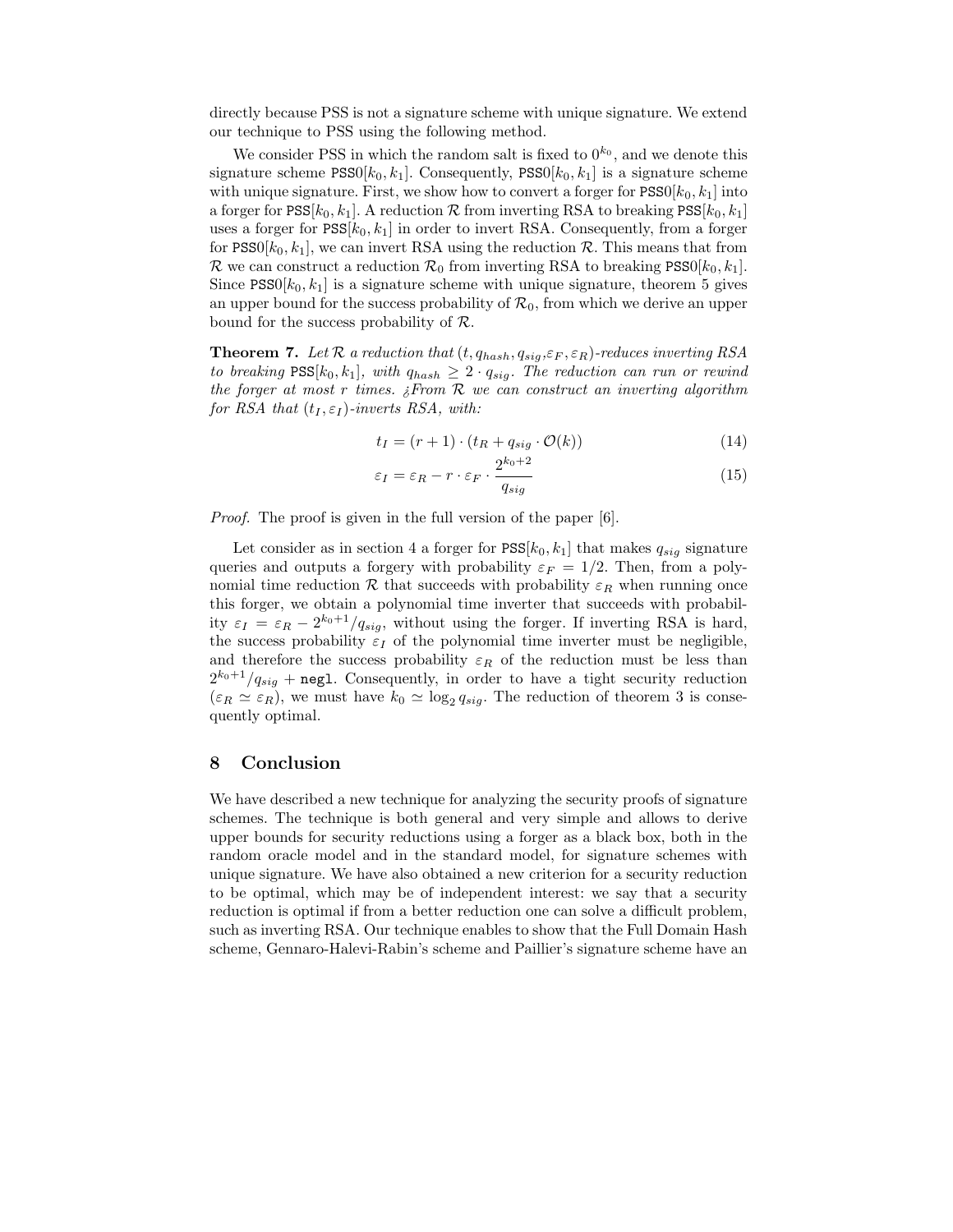directly because PSS is not a signature scheme with unique signature. We extend our technique to PSS using the following method.

We consider PSS in which the random salt is fixed to $0^{k_0}$, and we denote this signature scheme $\texttt{PSS0}[k_0, k_1]$. Consequently, $\texttt{PSS0}[k_0, k_1]$ is a signature scheme with unique signature. First, we show how to convert a forger for $\texttt{PSS0}[k_0, k_1]$ into a forger for $\texttt{PSS}[k_0, k_1]$. A reduction $\mathcal{R}$ from inverting RSA to breaking $\texttt{PSS}[k_0, k_1]$ uses a forger for $\texttt{PSS}[k_0, k_1]$ in order to invert RSA. Consequently, from a forger for $\texttt{PSS0}[k_0, k_1]$, we can invert RSA using the reduction $\mathcal{R}$. This means that from $\mathcal{R}$ we can construct a reduction $\mathcal{R}_0$ from inverting RSA to breaking $\texttt{PSS0}[k_0, k_1]$. Since $\texttt{PSS0}[k_0, k_1]$ is a signature scheme with unique signature, theorem 5 gives an upper bound for the success probability of $\mathcal{R}_0$, from which we derive an upper bound for the success probability of $\mathcal{R}$.

**Theorem 7.** *Let $\mathcal{R}$ a reduction that $(t, q_{hash}, q_{sig}, \varepsilon_F, \varepsilon_R)$-reduces inverting RSA to breaking $\texttt{PSS}[k_0, k_1]$, with $q_{hash} \geq 2 \cdot q_{sig}$. The reduction can run or rewind the forger at most $r$ times. ¿From $\mathcal{R}$ we can construct an inverting algorithm for RSA that $(t_I, \varepsilon_I)$-inverts RSA, with:*

$$t_I = (r + 1) \cdot (t_R + q_{sig} \cdot \mathcal{O}(k)) \tag{14}$$

$$\varepsilon_I = \varepsilon_R - r \cdot \varepsilon_F \cdot \frac{2^{k_0+2}}{q_{sig}} \tag{15}$$

*Proof.* The proof is given in the full version of the paper [6].

Let consider as in section 4 a forger for $\texttt{PSS}[k_0, k_1]$ that makes $q_{sig}$ signature queries and outputs a forgery with probability $\varepsilon_F = 1/2$. Then, from a polynomial time reduction $\mathcal{R}$ that succeeds with probability $\varepsilon_R$ when running once this forger, we obtain a polynomial time inverter that succeeds with probability $\varepsilon_I = \varepsilon_R - 2^{k_0+1}/q_{sig}$, without using the forger. If inverting RSA is hard, the success probability $\varepsilon_I$ of the polynomial time inverter must be negligible, and therefore the success probability $\varepsilon_R$ of the reduction must be less than $2^{k_0+1}/q_{sig} + \texttt{negl}$. Consequently, in order to have a tight security reduction ($\varepsilon_R \simeq \varepsilon_R$), we must have $k_0 \simeq \log_2 q_{sig}$. The reduction of theorem 3 is consequently optimal.

## 8 Conclusion

We have described a new technique for analyzing the security proofs of signature schemes. The technique is both general and very simple and allows to derive upper bounds for security reductions using a forger as a black box, both in the random oracle model and in the standard model, for signature schemes with unique signature. We have also obtained a new criterion for a security reduction to be optimal, which may be of independent interest: we say that a security reduction is optimal if from a better reduction one can solve a difficult problem, such as inverting RSA. Our technique enables to show that the Full Domain Hash scheme, Gennaro-Halevi-Rabin's scheme and Paillier's signature scheme have an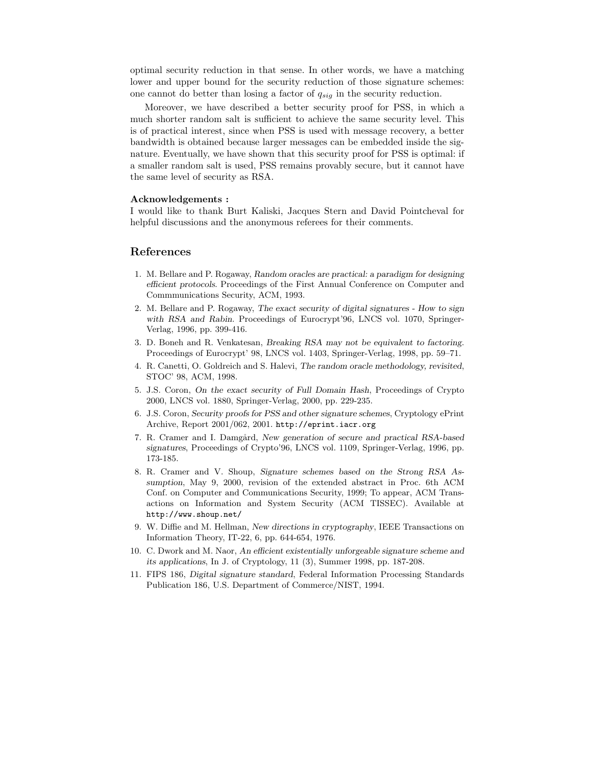optimal security reduction in that sense. In other words, we have a matching lower and upper bound for the security reduction of those signature schemes: one cannot do better than losing a factor of $q_{sig}$ in the security reduction.

Moreover, we have described a better security proof for PSS, in which a much shorter random salt is sufficient to achieve the same security level. This is of practical interest, since when PSS is used with message recovery, a better bandwidth is obtained because larger messages can be embedded inside the signature. Eventually, we have shown that this security proof for PSS is optimal: if a smaller random salt is used, PSS remains provably secure, but it cannot have the same level of security as RSA.

**Acknowledgements :**
I would like to thank Burt Kaliski, Jacques Stern and David Pointcheval for helpful discussions and the anonymous referees for their comments.

## References

1. M. Bellare and P. Rogaway, *Random oracles are practical: a paradigm for designing efficient protocols*. Proceedings of the First Annual Conference on Computer and Commmunications Security, ACM, 1993.
2. M. Bellare and P. Rogaway, *The exact security of digital signatures - How to sign with RSA and Rabin*. Proceedings of Eurocrypt'96, LNCS vol. 1070, Springer-Verlag, 1996, pp. 399-416.
3. D. Boneh and R. Venkatesan, *Breaking RSA may not be equivalent to factoring*. Proceedings of Eurocrypt' 98, LNCS vol. 1403, Springer-Verlag, 1998, pp. 59–71.
4. R. Canetti, O. Goldreich and S. Halevi, *The random oracle methodology, revisited*, STOC' 98, ACM, 1998.
5. J.S. Coron, *On the exact security of Full Domain Hash*, Proceedings of Crypto 2000, LNCS vol. 1880, Springer-Verlag, 2000, pp. 229-235.
6. J.S. Coron, *Security proofs for PSS and other signature schemes*, Cryptology ePrint Archive, Report 2001/062, 2001. `http://eprint.iacr.org`
7. R. Cramer and I. Damgård, *New generation of secure and practical RSA-based signatures*, Proceedings of Crypto'96, LNCS vol. 1109, Springer-Verlag, 1996, pp. 173-185.
8. R. Cramer and V. Shoup, *Signature schemes based on the Strong RSA Assumption*, May 9, 2000, revision of the extended abstract in Proc. 6th ACM Conf. on Computer and Communications Security, 1999; To appear, ACM Transactions on Information and System Security (ACM TISSEC). Available at `http://www.shoup.net/`
9. W. Diffie and M. Hellman, *New directions in cryptography*, IEEE Transactions on Information Theory, IT-22, 6, pp. 644-654, 1976.
10. C. Dwork and M. Naor, *An efficient existentially unforgeable signature scheme and its applications*, In J. of Cryptology, 11 (3), Summer 1998, pp. 187-208.
11. FIPS 186, *Digital signature standard*, Federal Information Processing Standards Publication 186, U.S. Department of Commerce/NIST, 1994.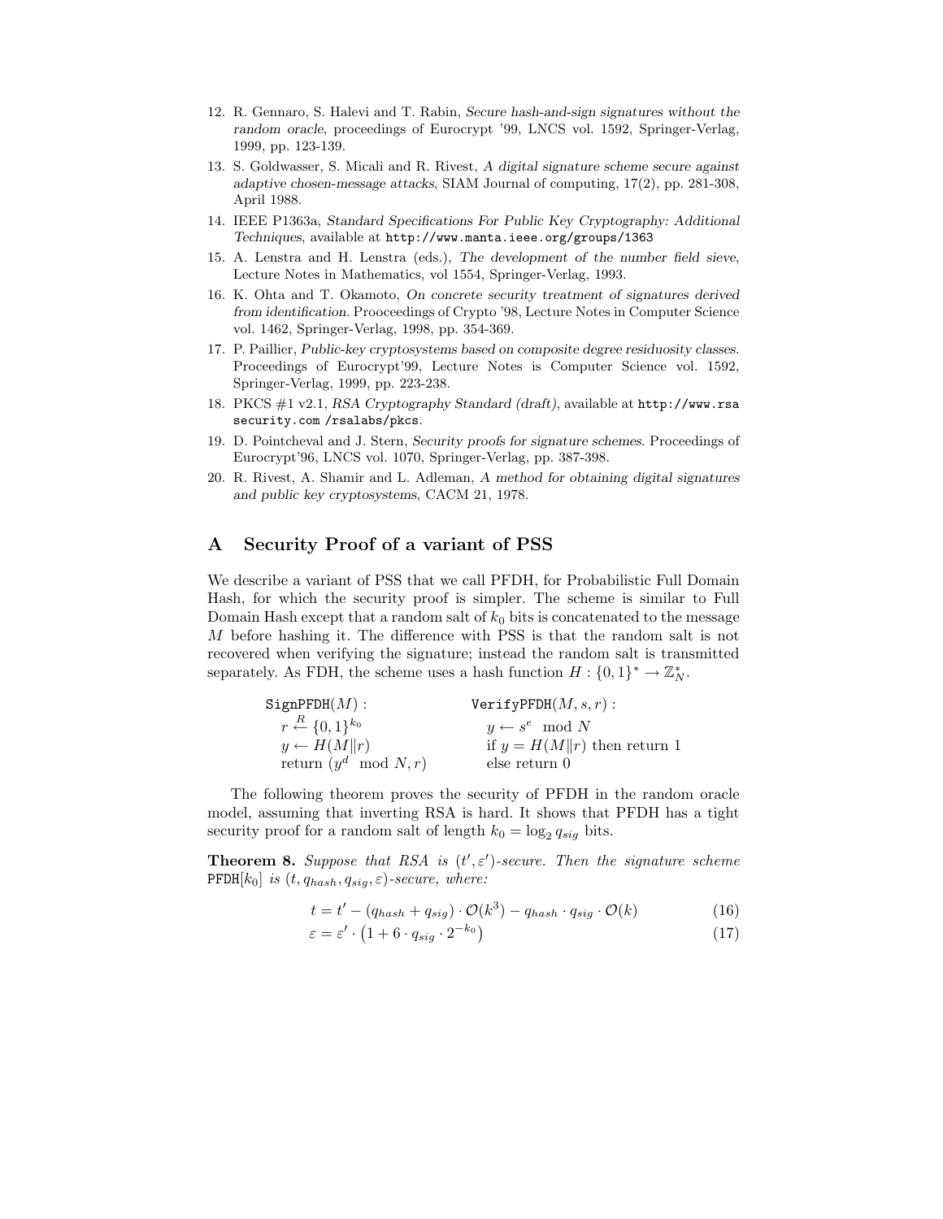12. R. Gennaro, S. Halevi and T. Rabin, *Secure hash-and-sign signatures without the random oracle*, proceedings of Eurocrypt '99, LNCS vol. 1592, Springer-Verlag, 1999, pp. 123-139.
13. S. Goldwasser, S. Micali and R. Rivest, *A digital signature scheme secure against adaptive chosen-message attacks*, SIAM Journal of computing, 17(2), pp. 281-308, April 1988.
14. IEEE P1363a, *Standard Specifications For Public Key Cryptography: Additional Techniques*, available at `http://www.manta.ieee.org/groups/1363`
15. A. Lenstra and H. Lenstra (eds.), *The development of the number field sieve*, Lecture Notes in Mathematics, vol 1554, Springer-Verlag, 1993.
16. K. Ohta and T. Okamoto, *On concrete security treatment of signatures derived from identification*. Prooceedings of Crypto '98, Lecture Notes in Computer Science vol. 1462, Springer-Verlag, 1998, pp. 354-369.
17. P. Paillier, *Public-key cryptosystems based on composite degree residuosity classes*. Proceedings of Eurocrypt'99, Lecture Notes is Computer Science vol. 1592, Springer-Verlag, 1999, pp. 223-238.
18. PKCS #1 v2.1, *RSA Cryptography Standard (draft)*, available at `http://www.rsasecurity.com /rsalabs/pkcs`.
19. D. Pointcheval and J. Stern, *Security proofs for signature schemes*. Proceedings of Eurocrypt'96, LNCS vol. 1070, Springer-Verlag, pp. 387-398.
20. R. Rivest, A. Shamir and L. Adleman, *A method for obtaining digital signatures and public key cryptosystems*, CACM 21, 1978.

# A Security Proof of a variant of PSS

We describe a variant of PSS that we call PFDH, for Probabilistic Full Domain Hash, for which the security proof is simpler. The scheme is similar to Full Domain Hash except that a random salt of $k_0$ bits is concatenated to the message $M$ before hashing it. The difference with PSS is that the random salt is not recovered when verifying the signature; instead the random salt is transmitted separately. As FDH, the scheme uses a hash function $H : \{0,1\}^* \rightarrow \mathbb{Z}_N^*$.

| $\texttt{SignPFDH}(M)$ : | $\texttt{VerifyPFDH}(M, s, r)$ : |
|---|---|
| $r \stackrel{R}{\leftarrow} \{0,1\}^{k_0}$ | $y \leftarrow s^e \mod N$ |
| $y \leftarrow H(M \| r)$ | if $y = H(M \| r)$ then return 1 |
| return $(y^d \mod N, r)$ | else return 0 |

The following theorem proves the security of PFDH in the random oracle model, assuming that inverting RSA is hard. It shows that PFDH has a tight security proof for a random salt of length $k_0 = \log_2 q_{sig}$ bits.

**Theorem 8.** *Suppose that RSA is $(t', \varepsilon')$-secure. Then the signature scheme $\texttt{PFDH}[k_0]$ is $(t, q_{hash}, q_{sig}, \varepsilon)$-secure, where:*

$$t = t' - (q_{hash} + q_{sig}) \cdot \mathcal{O}(k^3) - q_{hash} \cdot q_{sig} \cdot \mathcal{O}(k) \tag{16}$$

$$\varepsilon = \varepsilon' \cdot \left(1 + 6 \cdot q_{sig} \cdot 2^{-k_0}\right) \tag{17}$$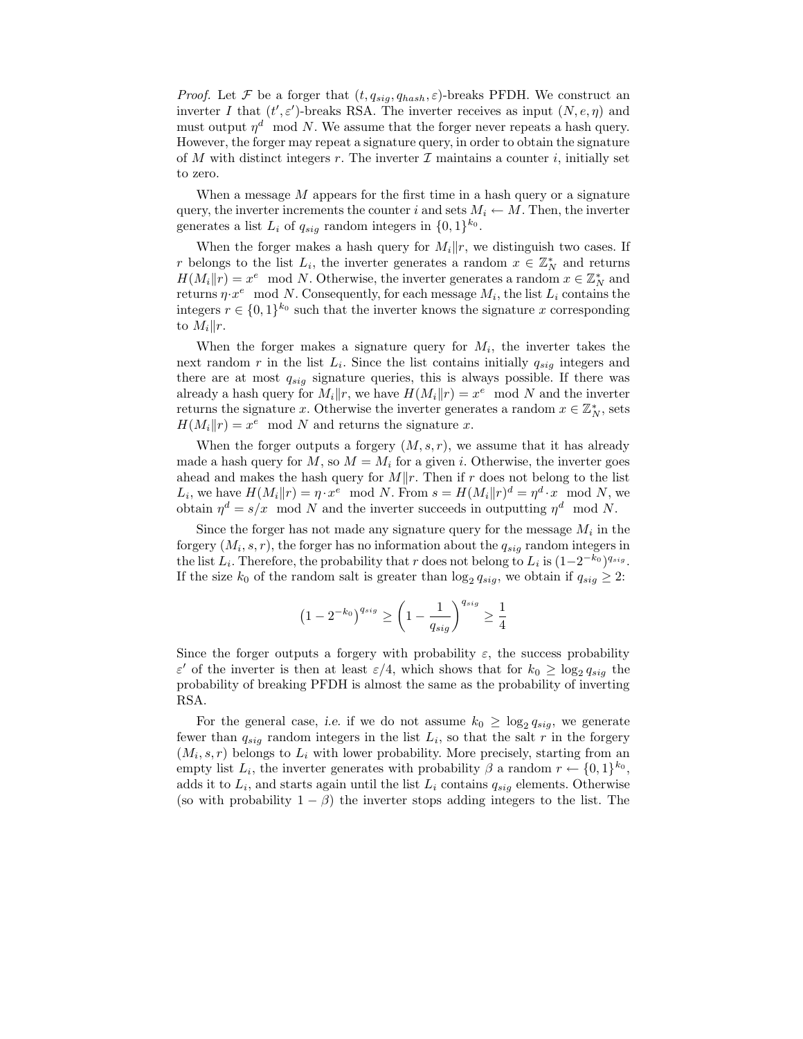*Proof.* Let $\mathcal{F}$ be a forger that $(t, q_{sig}, q_{hash}, \varepsilon)$-breaks PFDH. We construct an inverter $I$ that $(t', \varepsilon')$-breaks RSA. The inverter receives as input $(N, e, \eta)$ and must output $\eta^d \mod N$. We assume that the forger never repeats a hash query. However, the forger may repeat a signature query, in order to obtain the signature of $M$ with distinct integers $r$. The inverter $\mathcal{I}$ maintains a counter $i$, initially set to zero.

When a message $M$ appears for the first time in a hash query or a signature query, the inverter increments the counter $i$ and sets $M_i \leftarrow M$. Then, the inverter generates a list $L_i$ of $q_{sig}$ random integers in $\{0,1\}^{k_0}$.

When the forger makes a hash query for $M_i \| r$, we distinguish two cases. If $r$ belongs to the list $L_i$, the inverter generates a random $x \in \mathbb{Z}_N^*$ and returns $H(M_i \| r) = x^e \mod N$. Otherwise, the inverter generates a random $x \in \mathbb{Z}_N^*$ and returns $\eta \cdot x^e \mod N$. Consequently, for each message $M_i$, the list $L_i$ contains the integers $r \in \{0,1\}^{k_0}$ such that the inverter knows the signature $x$ corresponding to $M_i \| r$.

When the forger makes a signature query for $M_i$, the inverter takes the next random $r$ in the list $L_i$. Since the list contains initially $q_{sig}$ integers and there are at most $q_{sig}$ signature queries, this is always possible. If there was already a hash query for $M_i \| r$, we have $H(M_i \| r) = x^e \mod N$ and the inverter returns the signature $x$. Otherwise the inverter generates a random $x \in \mathbb{Z}_N^*$, sets $H(M_i \| r) = x^e \mod N$ and returns the signature $x$.

When the forger outputs a forgery $(M, s, r)$, we assume that it has already made a hash query for $M$, so $M = M_i$ for a given $i$. Otherwise, the inverter goes ahead and makes the hash query for $M \| r$. Then if $r$ does not belong to the list $L_i$, we have $H(M_i \| r) = \eta \cdot x^e \mod N$. From $s = H(M_i \| r)^d = \eta^d \cdot x \mod N$, we obtain $\eta^d = s/x \mod N$ and the inverter succeeds in outputting $\eta^d \mod N$.

Since the forger has not made any signature query for the message $M_i$ in the forgery $(M_i, s, r)$, the forger has no information about the $q_{sig}$ random integers in the list $L_i$. Therefore, the probability that $r$ does not belong to $L_i$ is $(1 - 2^{-k_0})^{q_{sig}}$. If the size $k_0$ of the random salt is greater than $\log_2 q_{sig}$, we obtain if $q_{sig} \geq 2$:

$$\left(1 - 2^{-k_0}\right)^{q_{sig}} \geq \left(1 - \frac{1}{q_{sig}}\right)^{q_{sig}} \geq \frac{1}{4}$$

Since the forger outputs a forgery with probability $\varepsilon$, the success probability $\varepsilon'$ of the inverter is then at least $\varepsilon/4$, which shows that for $k_0 \geq \log_2 q_{sig}$ the probability of breaking PFDH is almost the same as the probability of inverting RSA.

For the general case, *i.e.* if we do not assume $k_0 \geq \log_2 q_{sig}$, we generate fewer than $q_{sig}$ random integers in the list $L_i$, so that the salt $r$ in the forgery $(M_i, s, r)$ belongs to $L_i$ with lower probability. More precisely, starting from an empty list $L_i$, the inverter generates with probability $\beta$ a random $r \leftarrow \{0,1\}^{k_0}$, adds it to $L_i$, and starts again until the list $L_i$ contains $q_{sig}$ elements. Otherwise (so with probability $1 - \beta$) the inverter stops adding integers to the list. The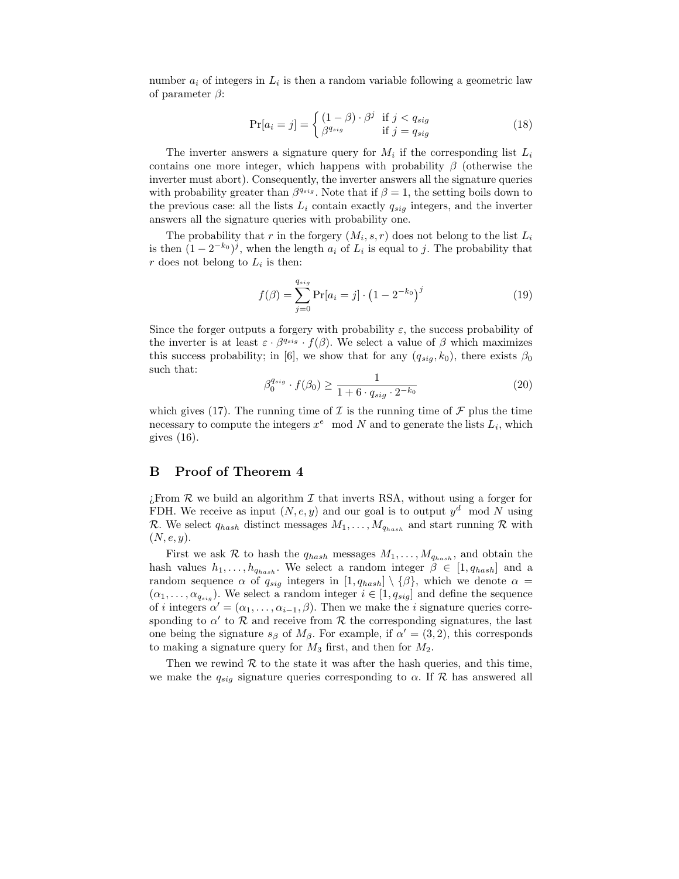number $a_i$ of integers in $L_i$ is then a random variable following a geometric law of parameter $\beta$:

$$\Pr[a_i = j] = \begin{cases} (1-\beta) \cdot \beta^j & \text{if } j < q_{sig} \\ \beta^{q_{sig}} & \text{if } j = q_{sig} \end{cases} \tag{18}$$

The inverter answers a signature query for $M_i$ if the corresponding list $L_i$ contains one more integer, which happens with probability $\beta$ (otherwise the inverter must abort). Consequently, the inverter answers all the signature queries with probability greater than $\beta^{q_{sig}}$. Note that if $\beta = 1$, the setting boils down to the previous case: all the lists $L_i$ contain exactly $q_{sig}$ integers, and the inverter answers all the signature queries with probability one.

The probability that $r$ in the forgery $(M_i, s, r)$ does not belong to the list $L_i$ is then $(1 - 2^{-k_0})^j$, when the length $a_i$ of $L_i$ is equal to $j$. The probability that $r$ does not belong to $L_i$ is then:

$$f(\beta) = \sum_{j=0}^{q_{sig}} \Pr[a_i = j] \cdot \left(1 - 2^{-k_0}\right)^j \tag{19}$$

Since the forger outputs a forgery with probability $\varepsilon$, the success probability of the inverter is at least $\varepsilon \cdot \beta^{q_{sig}} \cdot f(\beta)$. We select a value of $\beta$ which maximizes this success probability; in [6], we show that for any $(q_{sig}, k_0)$, there exists $\beta_0$ such that:

$$\beta_0^{q_{sig}} \cdot f(\beta_0) \geq \frac{1}{1 + 6 \cdot q_{sig} \cdot 2^{-k_0}} \tag{20}$$

which gives (17). The running time of $\mathcal{I}$ is the running time of $\mathcal{F}$ plus the time necessary to compute the integers $x^e \mod N$ and to generate the lists $L_i$, which gives (16).

## B Proof of Theorem 4

¿From $\mathcal{R}$ we build an algorithm $\mathcal{I}$ that inverts RSA, without using a forger for FDH. We receive as input $(N, e, y)$ and our goal is to output $y^d \mod N$ using $\mathcal{R}$. We select $q_{hash}$ distinct messages $M_1, \ldots, M_{q_{hash}}$ and start running $\mathcal{R}$ with $(N, e, y)$.

First we ask $\mathcal{R}$ to hash the $q_{hash}$ messages $M_1, \ldots, M_{q_{hash}}$, and obtain the hash values $h_1, \ldots, h_{q_{hash}}$. We select a random integer $\beta \in [1, q_{hash}]$ and a random sequence $\alpha$ of $q_{sig}$ integers in $[1, q_{hash}] \setminus \{\beta\}$, which we denote $\alpha = (\alpha_1, \ldots, \alpha_{q_{sig}})$. We select a random integer $i \in [1, q_{sig}]$ and define the sequence of $i$ integers $\alpha' = (\alpha_1, \ldots, \alpha_{i-1}, \beta)$. Then we make the $i$ signature queries corresponding to $\alpha'$ to $\mathcal{R}$ and receive from $\mathcal{R}$ the corresponding signatures, the last one being the signature $s_\beta$ of $M_\beta$. For example, if $\alpha' = (3, 2)$, this corresponds to making a signature query for $M_3$ first, and then for $M_2$.

Then we rewind $\mathcal{R}$ to the state it was after the hash queries, and this time, we make the $q_{sig}$ signature queries corresponding to $\alpha$. If $\mathcal{R}$ has answered all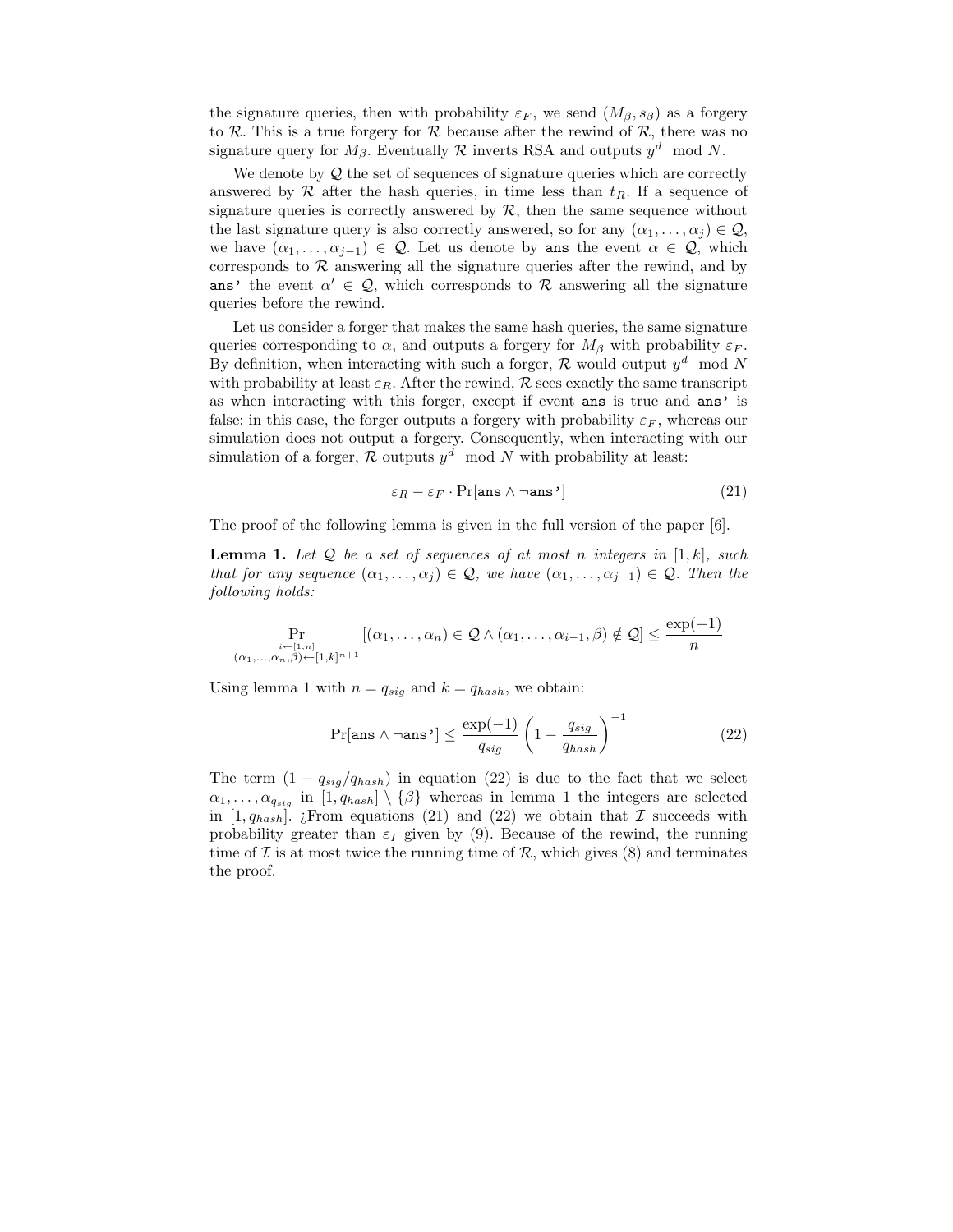the signature queries, then with probability $\varepsilon_F$, we send $(M_\beta, s_\beta)$ as a forgery to $\mathcal{R}$. This is a true forgery for $\mathcal{R}$ because after the rewind of $\mathcal{R}$, there was no signature query for $M_\beta$. Eventually $\mathcal{R}$ inverts RSA and outputs $y^d \mod N$.

We denote by $\mathcal{Q}$ the set of sequences of signature queries which are correctly answered by $\mathcal{R}$ after the hash queries, in time less than $t_R$. If a sequence of signature queries is correctly answered by $\mathcal{R}$, then the same sequence without the last signature query is also correctly answered, so for any $(\alpha_1, \dots, \alpha_j) \in \mathcal{Q}$, we have $(\alpha_1, \dots, \alpha_{j-1}) \in \mathcal{Q}$. Let us denote by `ans` the event $\alpha \in \mathcal{Q}$, which corresponds to $\mathcal{R}$ answering all the signature queries after the rewind, and by `ans'` the event $\alpha' \in \mathcal{Q}$, which corresponds to $\mathcal{R}$ answering all the signature queries before the rewind.

Let us consider a forger that makes the same hash queries, the same signature queries corresponding to $\alpha$, and outputs a forgery for $M_\beta$ with probability $\varepsilon_F$. By definition, when interacting with such a forger, $\mathcal{R}$ would output $y^d \mod N$ with probability at least $\varepsilon_R$. After the rewind, $\mathcal{R}$ sees exactly the same transcript as when interacting with this forger, except if event `ans` is true and `ans'` is false: in this case, the forger outputs a forgery with probability $\varepsilon_F$, whereas our simulation does not output a forgery. Consequently, when interacting with our simulation of a forger, $\mathcal{R}$ outputs $y^d \mod N$ with probability at least:

$$\varepsilon_R - \varepsilon_F \cdot \Pr[\texttt{ans} \wedge \neg \texttt{ans'}] \tag{21}$$

The proof of the following lemma is given in the full version of the paper [6].

**Lemma 1.** *Let $\mathcal{Q}$ be a set of sequences of at most $n$ integers in $[1, k]$, such that for any sequence $(\alpha_1, \dots, \alpha_j) \in \mathcal{Q}$, we have $(\alpha_1, \dots, \alpha_{j-1}) \in \mathcal{Q}$. Then the following holds:*

$$\Pr_{\substack{i \leftarrow [1,n] \\ (\alpha_1, \dots, \alpha_n, \beta) \leftarrow [1,k]^{n+1}}} [(\alpha_1, \dots, \alpha_n) \in \mathcal{Q} \wedge (\alpha_1, \dots, \alpha_{i-1}, \beta) \notin \mathcal{Q}] \leq \frac{\exp(-1)}{n}$$

Using lemma 1 with $n = q_{sig}$ and $k = q_{hash}$, we obtain:

$$\Pr[\texttt{ans} \wedge \neg \texttt{ans'}] \leq \frac{\exp(-1)}{q_{sig}} \left(1 - \frac{q_{sig}}{q_{hash}}\right)^{-1} \tag{22}$$

The term $(1 - q_{sig}/q_{hash})$ in equation (22) is due to the fact that we select $\alpha_1, \dots, \alpha_{q_{sig}}$ in $[1, q_{hash}] \setminus \{\beta\}$ whereas in lemma 1 the integers are selected in $[1, q_{hash}]$. ¿From equations (21) and (22) we obtain that $\mathcal{I}$ succeeds with probability greater than $\varepsilon_I$ given by (9). Because of the rewind, the running time of $\mathcal{I}$ is at most twice the running time of $\mathcal{R}$, which gives (8) and terminates the proof.